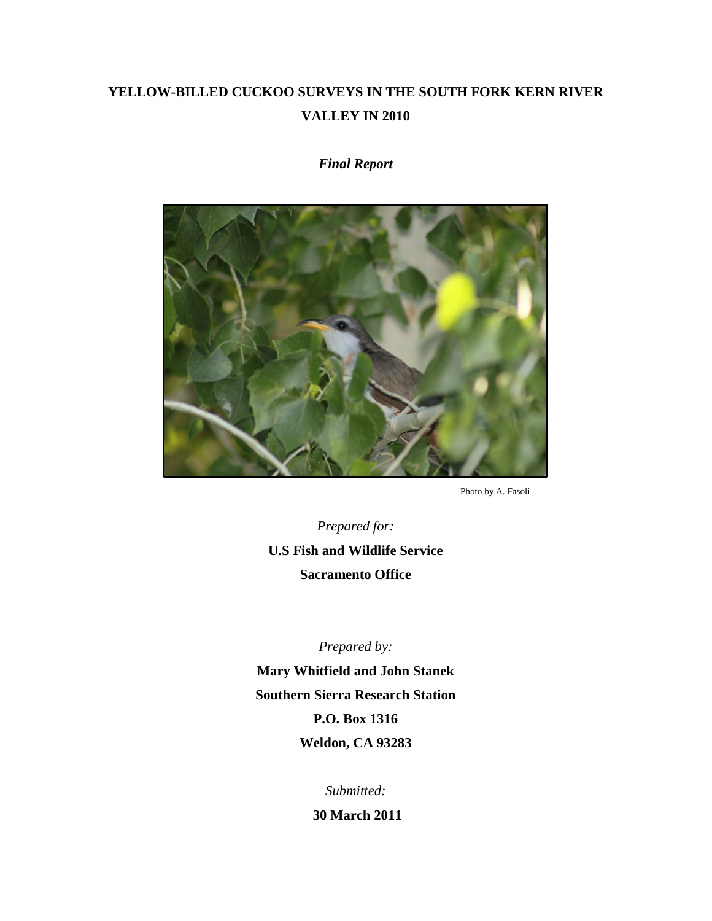# YELLOW-BILLED CUCKOO SURVEYS IN THE SOUTH FORK KERN RIVER VALLEY IN 2010

***Final Report***

Photo by A. Fasoli

*Prepared for:*

**U.S Fish and Wildlife Service**

**Sacramento Office**

*Prepared by:*

**Mary Whitfield and John Stanek**

**Southern Sierra Research Station**

**P.O. Box 1316**

**Weldon, CA 93283**

*Submitted:*

**30 March 2011**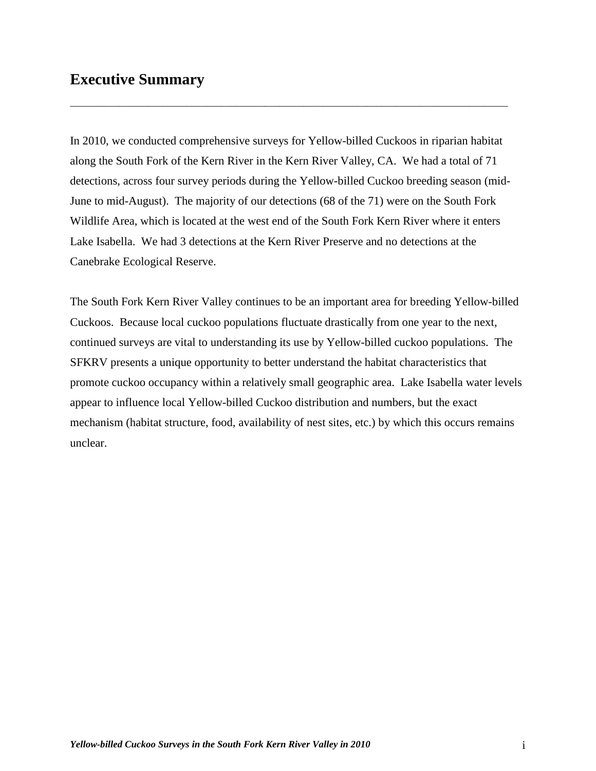# Executive Summary

In 2010, we conducted comprehensive surveys for Yellow-billed Cuckoos in riparian habitat along the South Fork of the Kern River in the Kern River Valley, CA. We had a total of 71 detections, across four survey periods during the Yellow-billed Cuckoo breeding season (mid-June to mid-August). The majority of our detections (68 of the 71) were on the South Fork Wildlife Area, which is located at the west end of the South Fork Kern River where it enters Lake Isabella. We had 3 detections at the Kern River Preserve and no detections at the Canebrake Ecological Reserve.

The South Fork Kern River Valley continues to be an important area for breeding Yellow-billed Cuckoos. Because local cuckoo populations fluctuate drastically from one year to the next, continued surveys are vital to understanding its use by Yellow-billed cuckoo populations. The SFKRV presents a unique opportunity to better understand the habitat characteristics that promote cuckoo occupancy within a relatively small geographic area. Lake Isabella water levels appear to influence local Yellow-billed Cuckoo distribution and numbers, but the exact mechanism (habitat structure, food, availability of nest sites, etc.) by which this occurs remains unclear.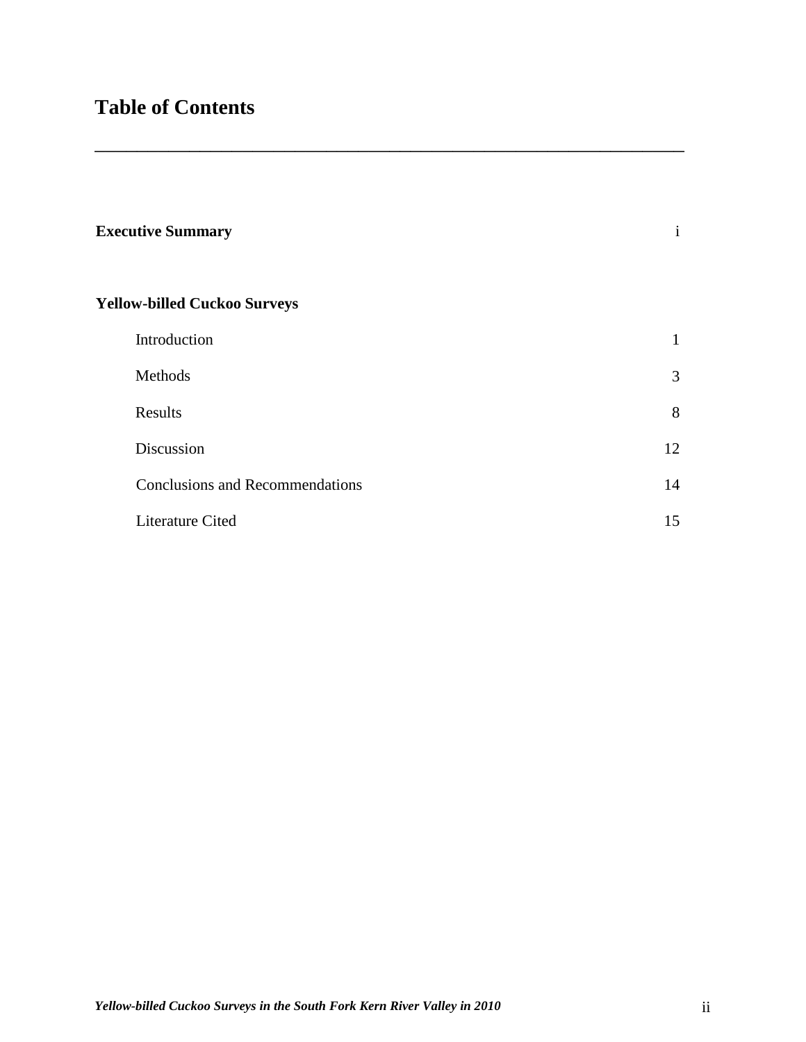# Table of Contents

---

**Executive Summary** i

**Yellow-billed Cuckoo Surveys**

- Introduction 1
- Methods 3
- Results 8
- Discussion 12
- Conclusions and Recommendations 14
- Literature Cited 15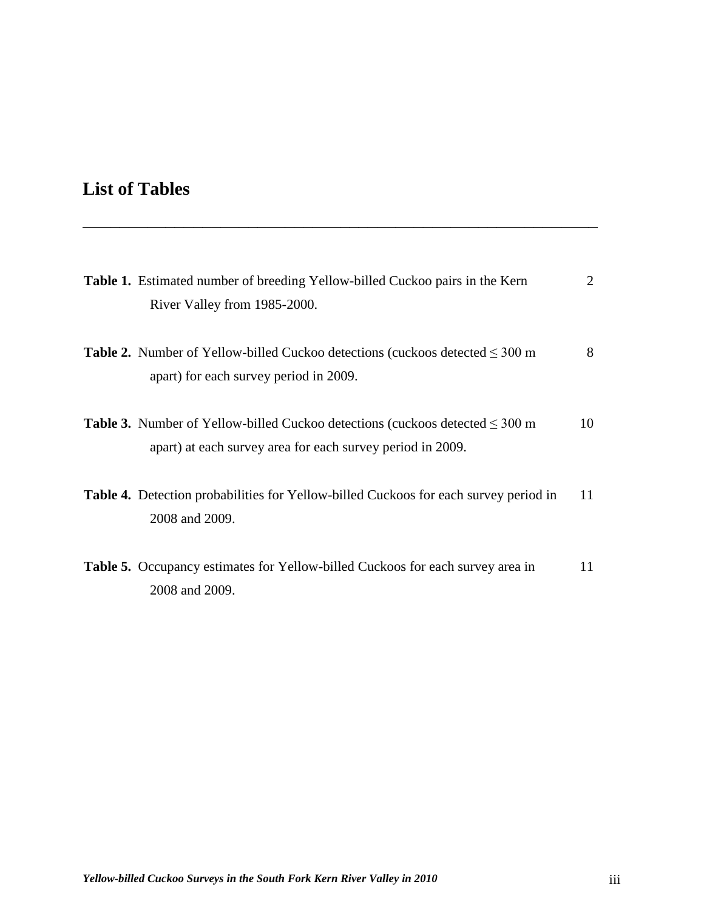## List of Tables

---

**Table 1.** Estimated number of breeding Yellow-billed Cuckoo pairs in the Kern River Valley from 1985-2000. 2

**Table 2.** Number of Yellow-billed Cuckoo detections (cuckoos detected ≤ 300 m apart) for each survey period in 2009. 8

**Table 3.** Number of Yellow-billed Cuckoo detections (cuckoos detected ≤ 300 m apart) at each survey area for each survey period in 2009. 10

**Table 4.** Detection probabilities for Yellow-billed Cuckoos for each survey period in 2008 and 2009. 11

**Table 5.** Occupancy estimates for Yellow-billed Cuckoos for each survey area in 2008 and 2009. 11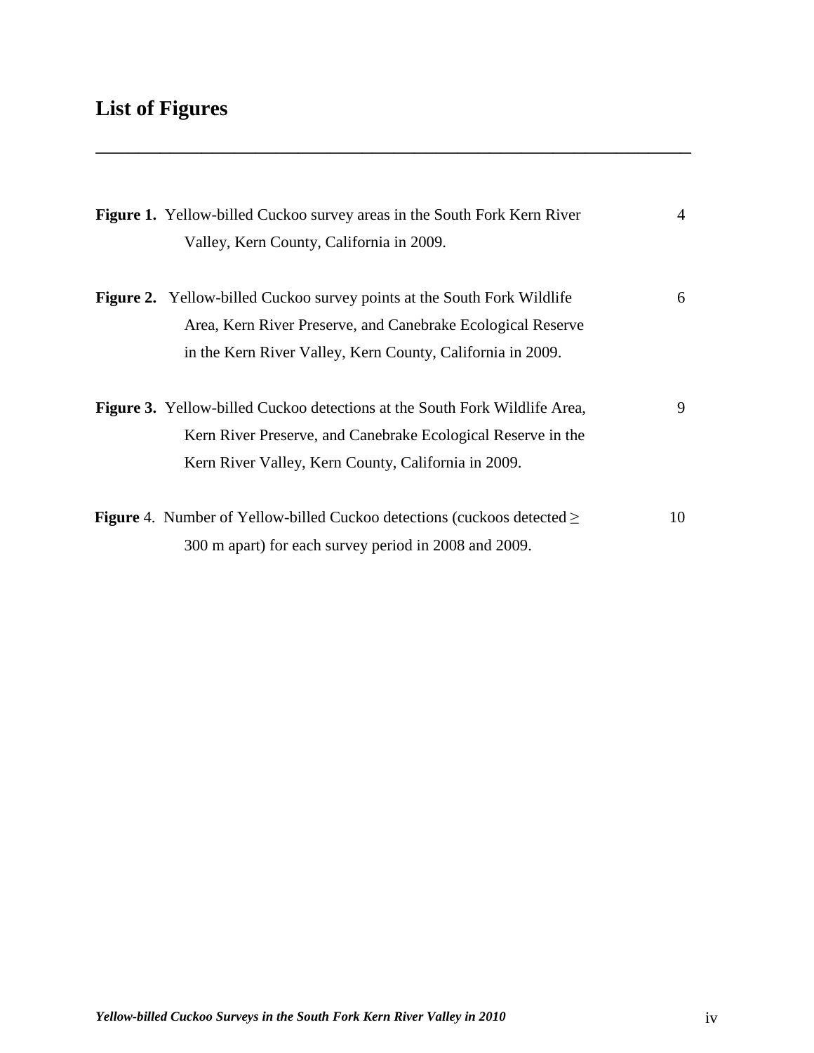# List of Figures

---

**Figure 1.** Yellow-billed Cuckoo survey areas in the South Fork Kern River Valley, Kern County, California in 2009. 4

**Figure 2.** Yellow-billed Cuckoo survey points at the South Fork Wildlife Area, Kern River Preserve, and Canebrake Ecological Reserve in the Kern River Valley, Kern County, California in 2009. 6

**Figure 3.** Yellow-billed Cuckoo detections at the South Fork Wildlife Area, Kern River Preserve, and Canebrake Ecological Reserve in the Kern River Valley, Kern County, California in 2009. 9

**Figure** 4. Number of Yellow-billed Cuckoo detections (cuckoos detected ≥ 300 m apart) for each survey period in 2008 and 2009. 10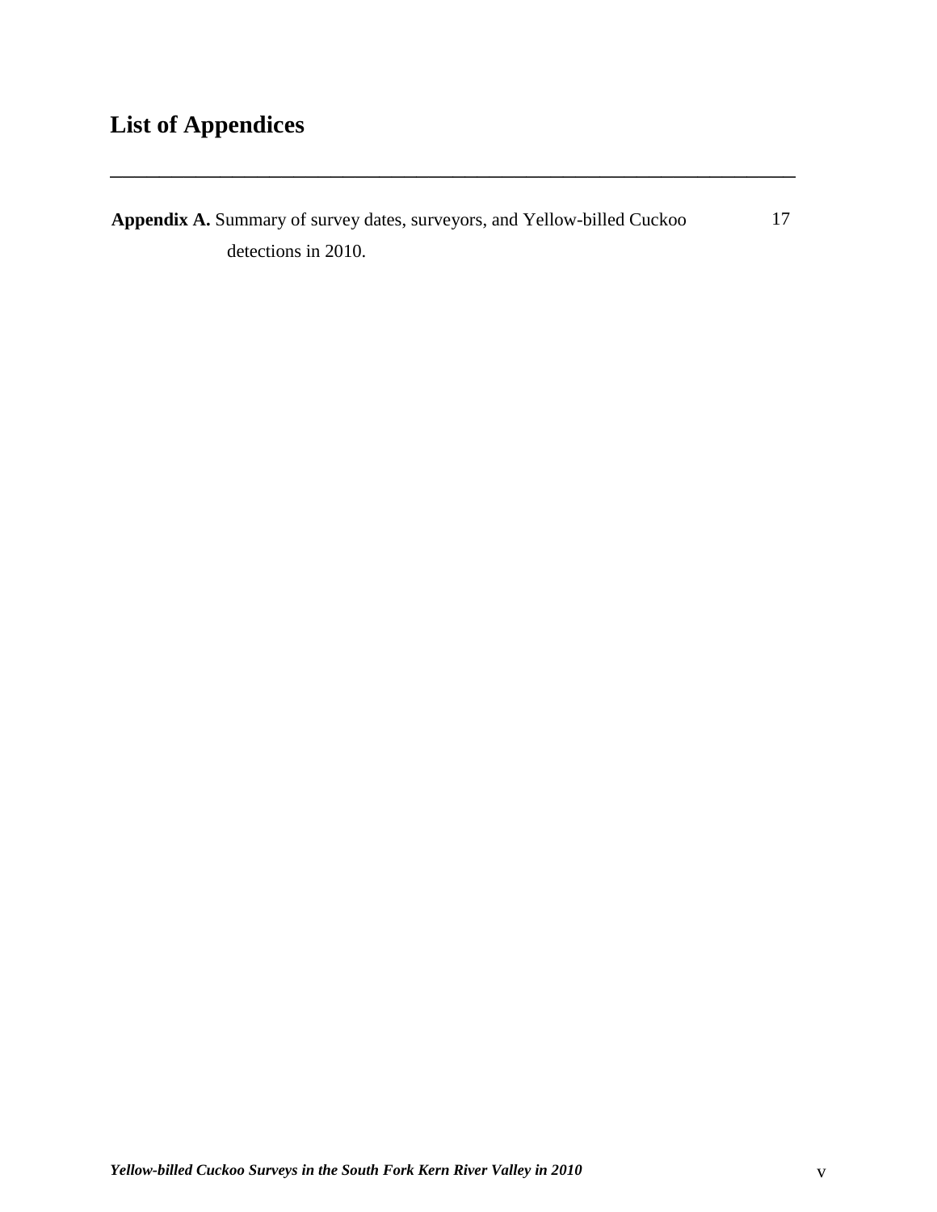# List of Appendices

---

**Appendix A.** Summary of survey dates, surveyors, and Yellow-billed Cuckoo detections in 2010. 17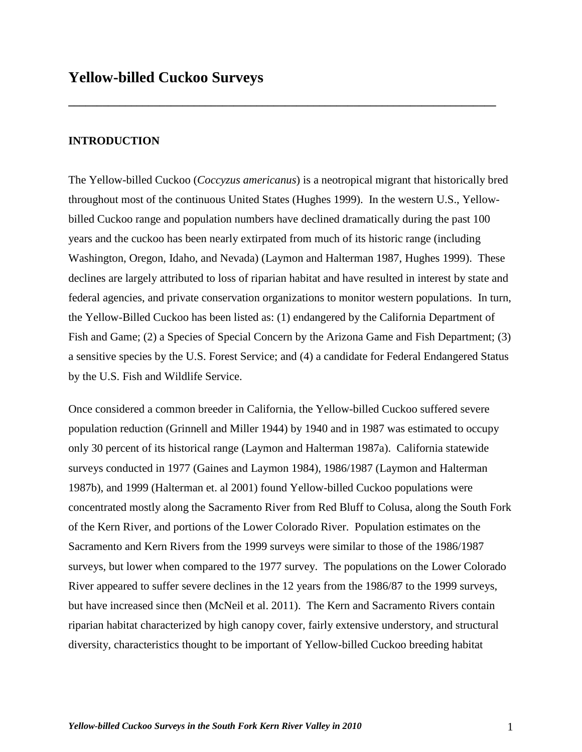# Yellow-billed Cuckoo Surveys

## INTRODUCTION

The Yellow-billed Cuckoo (*Coccyzus americanus*) is a neotropical migrant that historically bred throughout most of the continuous United States (Hughes 1999). In the western U.S., Yellow-billed Cuckoo range and population numbers have declined dramatically during the past 100 years and the cuckoo has been nearly extirpated from much of its historic range (including Washington, Oregon, Idaho, and Nevada) (Laymon and Halterman 1987, Hughes 1999). These declines are largely attributed to loss of riparian habitat and have resulted in interest by state and federal agencies, and private conservation organizations to monitor western populations. In turn, the Yellow-Billed Cuckoo has been listed as: (1) endangered by the California Department of Fish and Game; (2) a Species of Special Concern by the Arizona Game and Fish Department; (3) a sensitive species by the U.S. Forest Service; and (4) a candidate for Federal Endangered Status by the U.S. Fish and Wildlife Service.

Once considered a common breeder in California, the Yellow-billed Cuckoo suffered severe population reduction (Grinnell and Miller 1944) by 1940 and in 1987 was estimated to occupy only 30 percent of its historical range (Laymon and Halterman 1987a). California statewide surveys conducted in 1977 (Gaines and Laymon 1984), 1986/1987 (Laymon and Halterman 1987b), and 1999 (Halterman et. al 2001) found Yellow-billed Cuckoo populations were concentrated mostly along the Sacramento River from Red Bluff to Colusa, along the South Fork of the Kern River, and portions of the Lower Colorado River. Population estimates on the Sacramento and Kern Rivers from the 1999 surveys were similar to those of the 1986/1987 surveys, but lower when compared to the 1977 survey. The populations on the Lower Colorado River appeared to suffer severe declines in the 12 years from the 1986/87 to the 1999 surveys, but have increased since then (McNeil et al. 2011). The Kern and Sacramento Rivers contain riparian habitat characterized by high canopy cover, fairly extensive understory, and structural diversity, characteristics thought to be important of Yellow-billed Cuckoo breeding habitat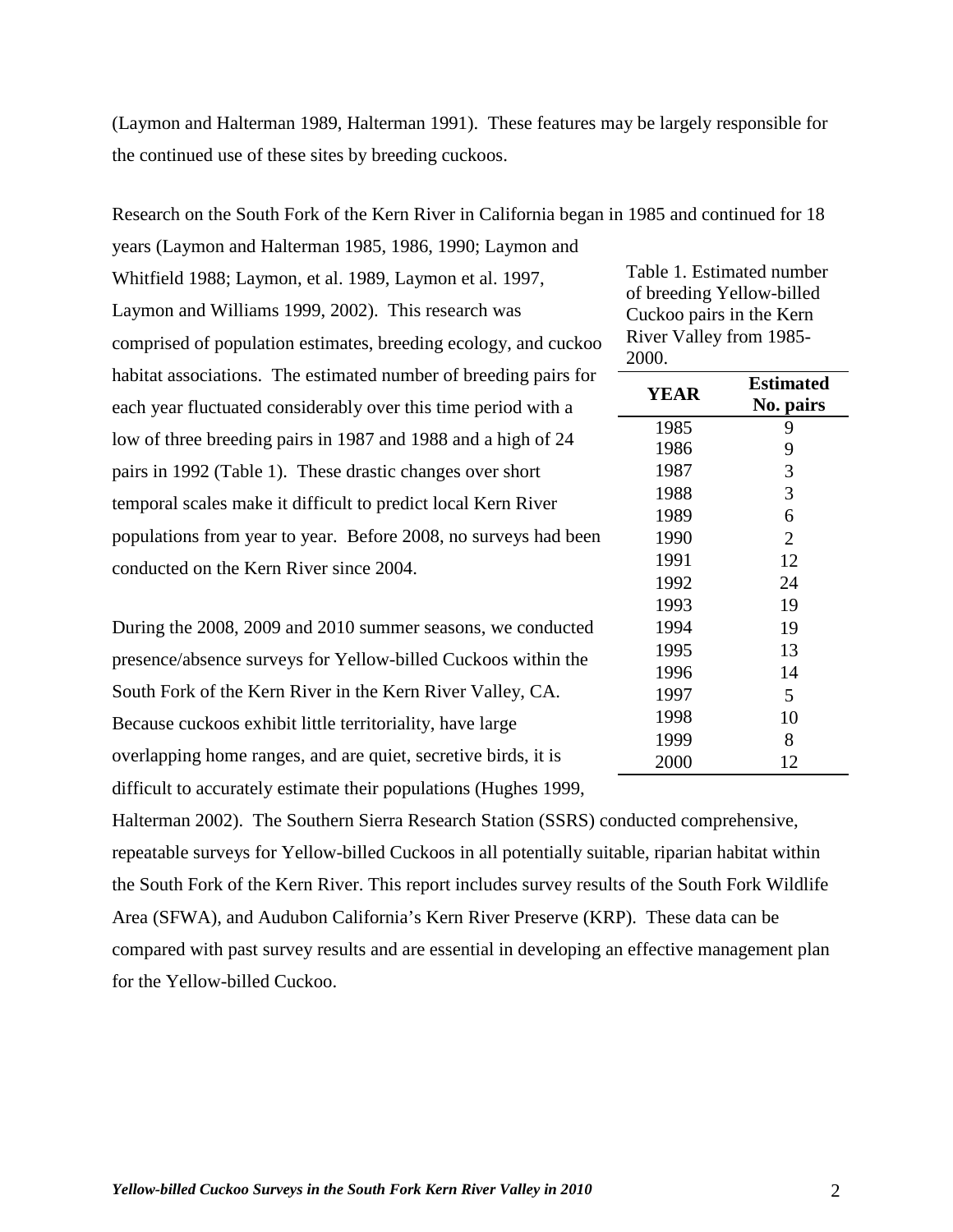(Laymon and Halterman 1989, Halterman 1991). These features may be largely responsible for the continued use of these sites by breeding cuckoos.

Research on the South Fork of the Kern River in California began in 1985 and continued for 18 years (Laymon and Halterman 1985, 1986, 1990; Laymon and Whitfield 1988; Laymon, et al. 1989, Laymon et al. 1997, Laymon and Williams 1999, 2002). This research was comprised of population estimates, breeding ecology, and cuckoo habitat associations. The estimated number of breeding pairs for each year fluctuated considerably over this time period with a low of three breeding pairs in 1987 and 1988 and a high of 24 pairs in 1992 (Table 1). These drastic changes over short temporal scales make it difficult to predict local Kern River populations from year to year. Before 2008, no surveys had been conducted on the Kern River since 2004.

Table 1. Estimated number of breeding Yellow-billed Cuckoo pairs in the Kern River Valley from 1985-2000.

| YEAR | Estimated No. pairs |
|---|---|
| 1985 | 9 |
| 1986 | 9 |
| 1987 | 3 |
| 1988 | 3 |
| 1989 | 6 |
| 1990 | 2 |
| 1991 | 12 |
| 1992 | 24 |
| 1993 | 19 |
| 1994 | 19 |
| 1995 | 13 |
| 1996 | 14 |
| 1997 | 5 |
| 1998 | 10 |
| 1999 | 8 |
| 2000 | 12 |

During the 2008, 2009 and 2010 summer seasons, we conducted presence/absence surveys for Yellow-billed Cuckoos within the South Fork of the Kern River in the Kern River Valley, CA. Because cuckoos exhibit little territoriality, have large overlapping home ranges, and are quiet, secretive birds, it is difficult to accurately estimate their populations (Hughes 1999, Halterman 2002). The Southern Sierra Research Station (SSRS) conducted comprehensive, repeatable surveys for Yellow-billed Cuckoos in all potentially suitable, riparian habitat within the South Fork of the Kern River. This report includes survey results of the South Fork Wildlife Area (SFWA), and Audubon California's Kern River Preserve (KRP). These data can be compared with past survey results and are essential in developing an effective management plan for the Yellow-billed Cuckoo.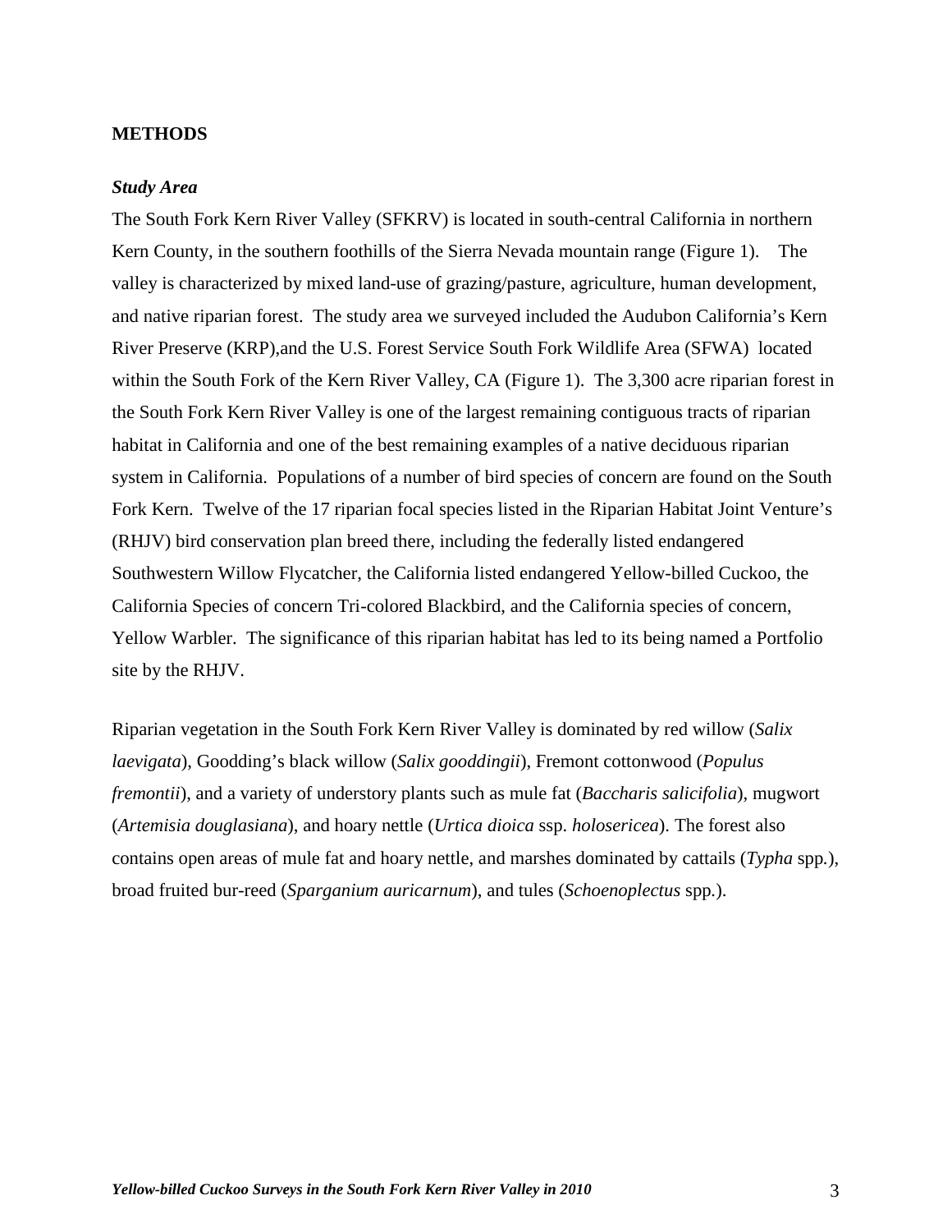## METHODS

### *Study Area*

The South Fork Kern River Valley (SFKRV) is located in south-central California in northern Kern County, in the southern foothills of the Sierra Nevada mountain range (Figure 1). The valley is characterized by mixed land-use of grazing/pasture, agriculture, human development, and native riparian forest. The study area we surveyed included the Audubon California's Kern River Preserve (KRP),and the U.S. Forest Service South Fork Wildlife Area (SFWA) located within the South Fork of the Kern River Valley, CA (Figure 1). The 3,300 acre riparian forest in the South Fork Kern River Valley is one of the largest remaining contiguous tracts of riparian habitat in California and one of the best remaining examples of a native deciduous riparian system in California. Populations of a number of bird species of concern are found on the South Fork Kern. Twelve of the 17 riparian focal species listed in the Riparian Habitat Joint Venture's (RHJV) bird conservation plan breed there, including the federally listed endangered Southwestern Willow Flycatcher, the California listed endangered Yellow-billed Cuckoo, the California Species of concern Tri-colored Blackbird, and the California species of concern, Yellow Warbler. The significance of this riparian habitat has led to its being named a Portfolio site by the RHJV.

Riparian vegetation in the South Fork Kern River Valley is dominated by red willow (*Salix laevigata*), Goodding's black willow (*Salix gooddingii*), Fremont cottonwood (*Populus fremontii*), and a variety of understory plants such as mule fat (*Baccharis salicifolia*), mugwort (*Artemisia douglasiana*), and hoary nettle (*Urtica dioica* ssp. *holosericea*). The forest also contains open areas of mule fat and hoary nettle, and marshes dominated by cattails (*Typha* spp.), broad fruited bur-reed (*Sparganium auricarnum*), and tules (*Schoenoplectus* spp.).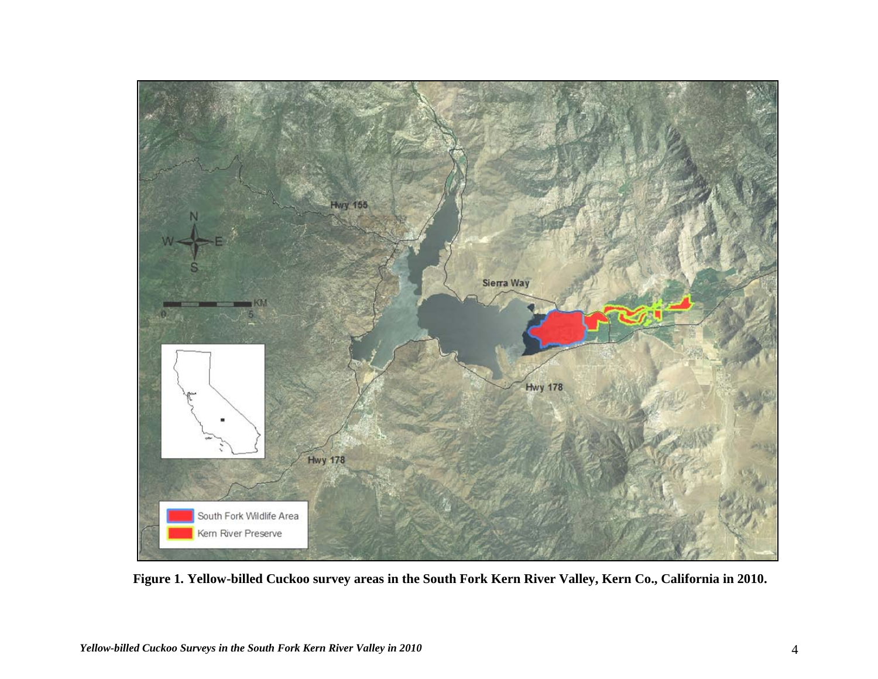**Figure 1. Yellow-billed Cuckoo survey areas in the South Fork Kern River Valley, Kern Co., California in 2010.**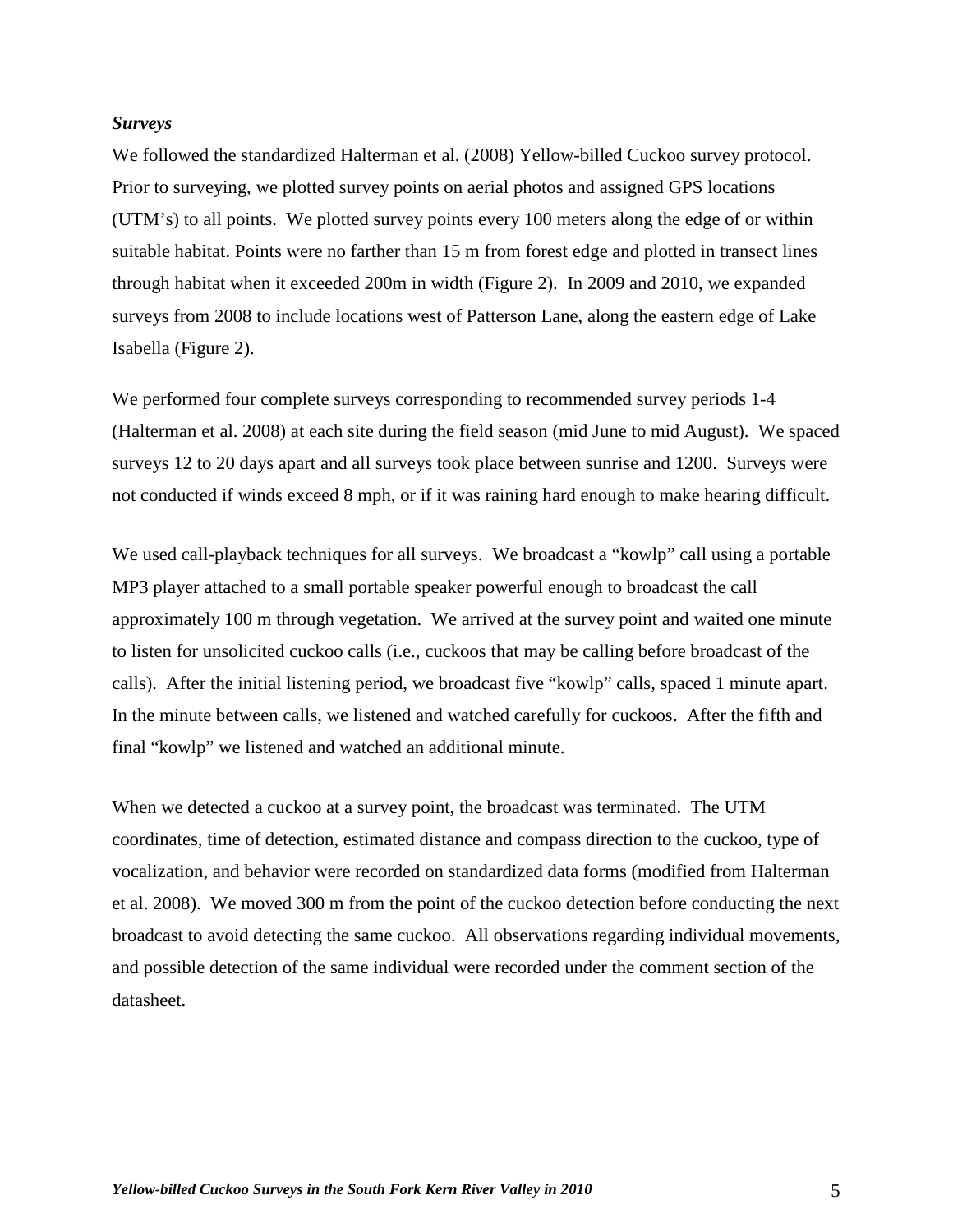### *Surveys*

We followed the standardized Halterman et al. (2008) Yellow-billed Cuckoo survey protocol. Prior to surveying, we plotted survey points on aerial photos and assigned GPS locations (UTM's) to all points. We plotted survey points every 100 meters along the edge of or within suitable habitat. Points were no farther than 15 m from forest edge and plotted in transect lines through habitat when it exceeded 200m in width (Figure 2). In 2009 and 2010, we expanded surveys from 2008 to include locations west of Patterson Lane, along the eastern edge of Lake Isabella (Figure 2).

We performed four complete surveys corresponding to recommended survey periods 1-4 (Halterman et al. 2008) at each site during the field season (mid June to mid August). We spaced surveys 12 to 20 days apart and all surveys took place between sunrise and 1200. Surveys were not conducted if winds exceed 8 mph, or if it was raining hard enough to make hearing difficult.

We used call-playback techniques for all surveys. We broadcast a "kowlp" call using a portable MP3 player attached to a small portable speaker powerful enough to broadcast the call approximately 100 m through vegetation. We arrived at the survey point and waited one minute to listen for unsolicited cuckoo calls (i.e., cuckoos that may be calling before broadcast of the calls). After the initial listening period, we broadcast five "kowlp" calls, spaced 1 minute apart. In the minute between calls, we listened and watched carefully for cuckoos. After the fifth and final "kowlp" we listened and watched an additional minute.

When we detected a cuckoo at a survey point, the broadcast was terminated. The UTM coordinates, time of detection, estimated distance and compass direction to the cuckoo, type of vocalization, and behavior were recorded on standardized data forms (modified from Halterman et al. 2008). We moved 300 m from the point of the cuckoo detection before conducting the next broadcast to avoid detecting the same cuckoo. All observations regarding individual movements, and possible detection of the same individual were recorded under the comment section of the datasheet.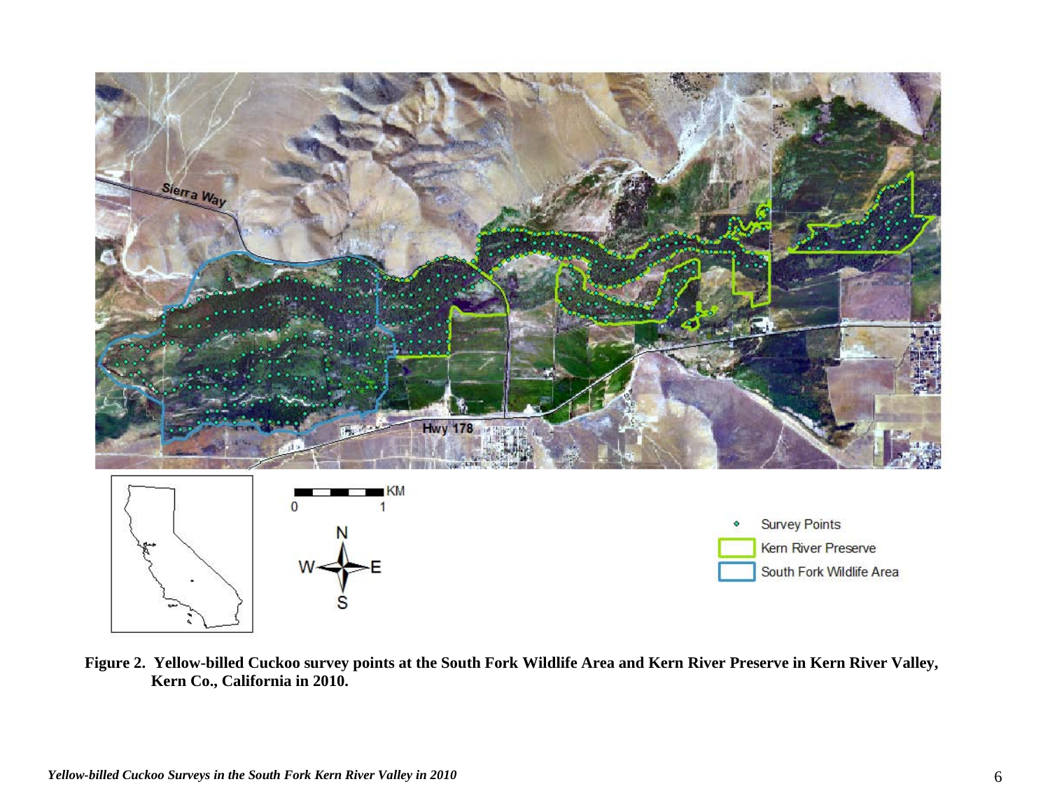Sierra Way

Hwy 178

KM

0

1

N

W

E

S

Survey Points

Kern River Preserve

South Fork Wildlife Area

**Figure 2. Yellow-billed Cuckoo survey points at the South Fork Wildlife Area and Kern River Preserve in Kern River Valley, Kern Co., California in 2010.**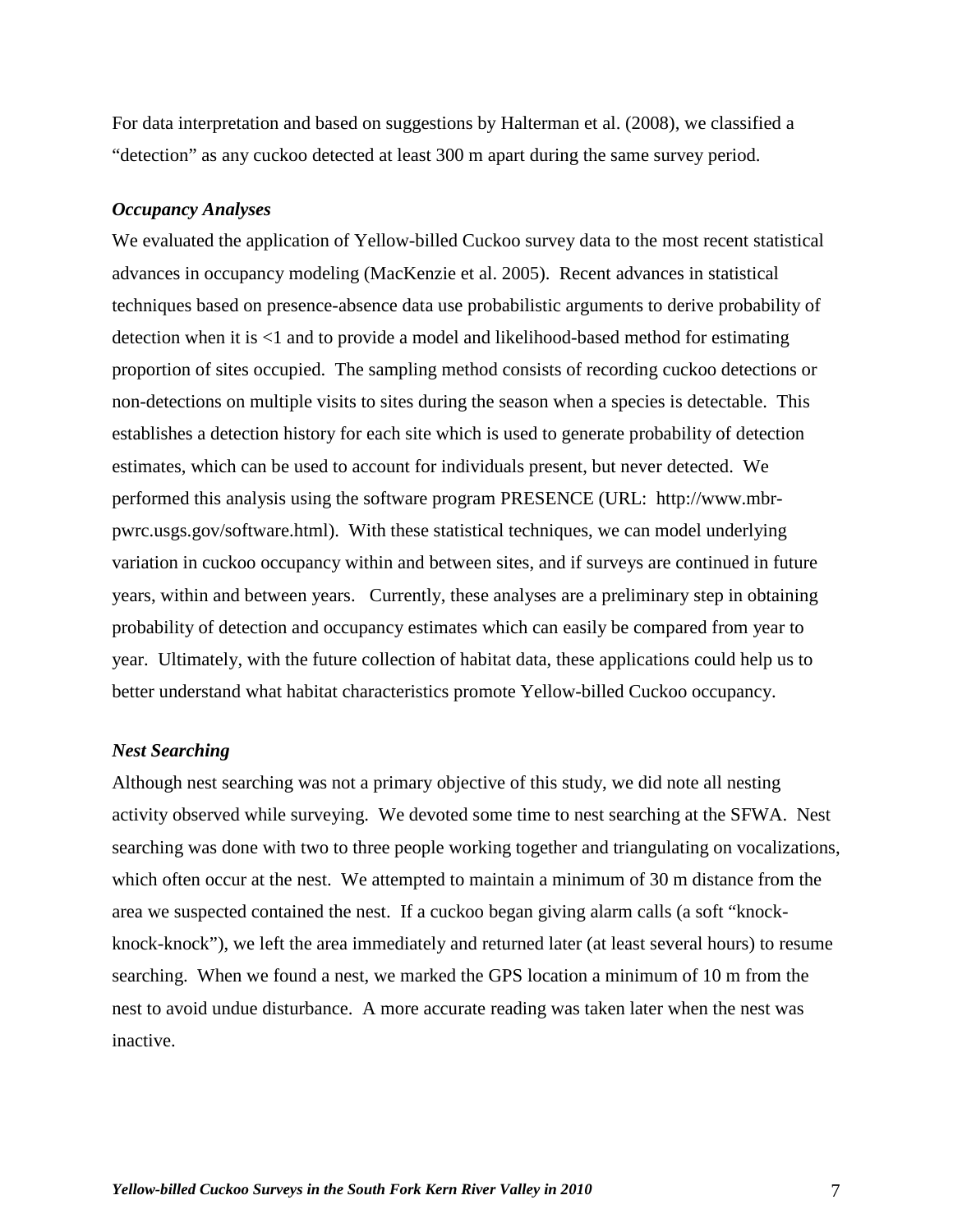For data interpretation and based on suggestions by Halterman et al. (2008), we classified a "detection" as any cuckoo detected at least 300 m apart during the same survey period.

### *Occupancy Analyses*

We evaluated the application of Yellow-billed Cuckoo survey data to the most recent statistical advances in occupancy modeling (MacKenzie et al. 2005). Recent advances in statistical techniques based on presence-absence data use probabilistic arguments to derive probability of detection when it is <1 and to provide a model and likelihood-based method for estimating proportion of sites occupied. The sampling method consists of recording cuckoo detections or non-detections on multiple visits to sites during the season when a species is detectable. This establishes a detection history for each site which is used to generate probability of detection estimates, which can be used to account for individuals present, but never detected. We performed this analysis using the software program PRESENCE (URL: http://www.mbr-pwrc.usgs.gov/software.html). With these statistical techniques, we can model underlying variation in cuckoo occupancy within and between sites, and if surveys are continued in future years, within and between years. Currently, these analyses are a preliminary step in obtaining probability of detection and occupancy estimates which can easily be compared from year to year. Ultimately, with the future collection of habitat data, these applications could help us to better understand what habitat characteristics promote Yellow-billed Cuckoo occupancy.

### *Nest Searching*

Although nest searching was not a primary objective of this study, we did note all nesting activity observed while surveying. We devoted some time to nest searching at the SFWA. Nest searching was done with two to three people working together and triangulating on vocalizations, which often occur at the nest. We attempted to maintain a minimum of 30 m distance from the area we suspected contained the nest. If a cuckoo began giving alarm calls (a soft "knock-knock-knock"), we left the area immediately and returned later (at least several hours) to resume searching. When we found a nest, we marked the GPS location a minimum of 10 m from the nest to avoid undue disturbance. A more accurate reading was taken later when the nest was inactive.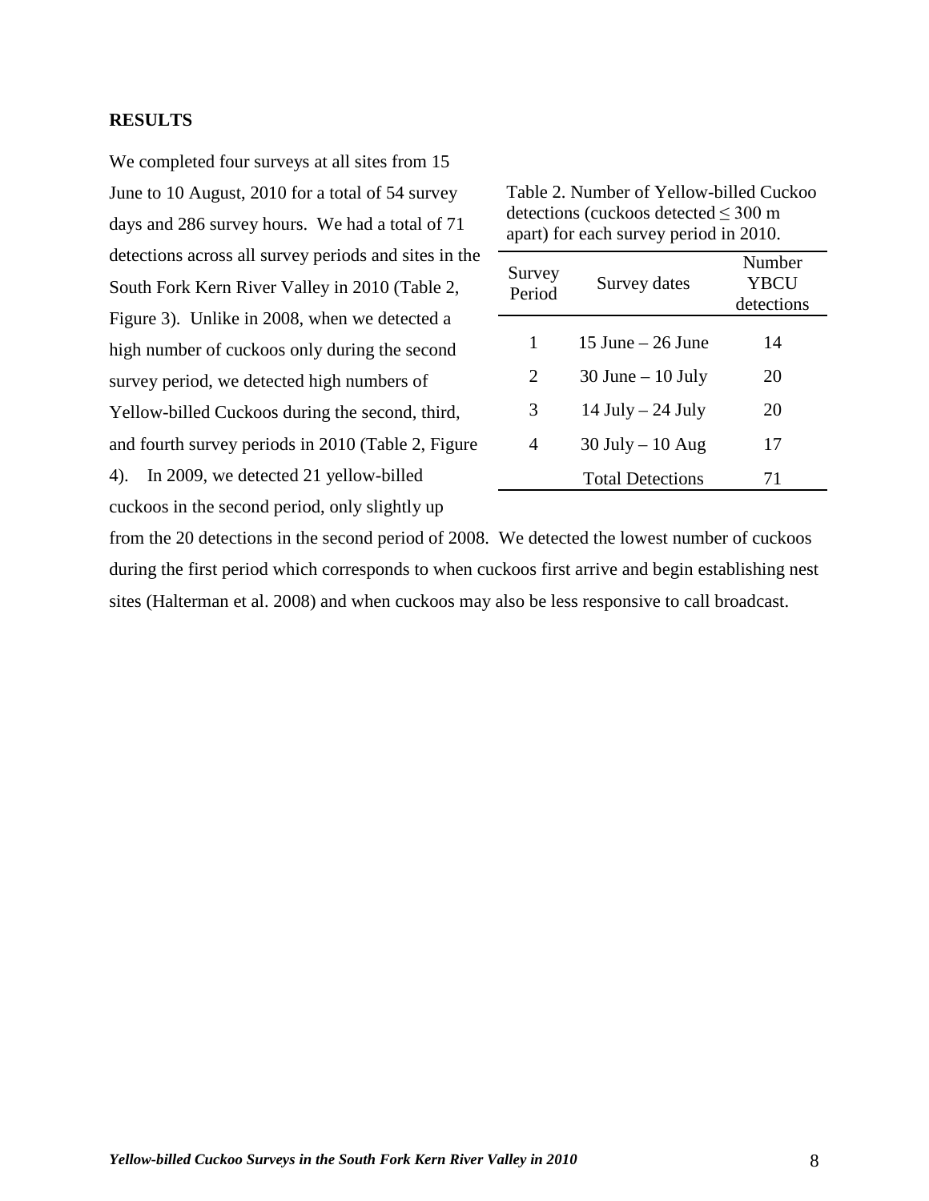## RESULTS

We completed four surveys at all sites from 15 June to 10 August, 2010 for a total of 54 survey days and 286 survey hours. We had a total of 71 detections across all survey periods and sites in the South Fork Kern River Valley in 2010 (Table 2, Figure 3). Unlike in 2008, when we detected a high number of cuckoos only during the second survey period, we detected high numbers of Yellow-billed Cuckoos during the second, third, and fourth survey periods in 2010 (Table 2, Figure 4). In 2009, we detected 21 yellow-billed cuckoos in the second period, only slightly up from the 20 detections in the second period of 2008. We detected the lowest number of cuckoos during the first period which corresponds to when cuckoos first arrive and begin establishing nest sites (Halterman et al. 2008) and when cuckoos may also be less responsive to call broadcast.

Table 2. Number of Yellow-billed Cuckoo detections (cuckoos detected ≤ 300 m apart) for each survey period in 2010.

| Survey Period | Survey dates | Number YBCU detections |
|---|---|---|
| 1 | 15 June – 26 June | 14 |
| 2 | 30 June – 10 July | 20 |
| 3 | 14 July – 24 July | 20 |
| 4 | 30 July – 10 Aug | 17 |
| | Total Detections | 71 |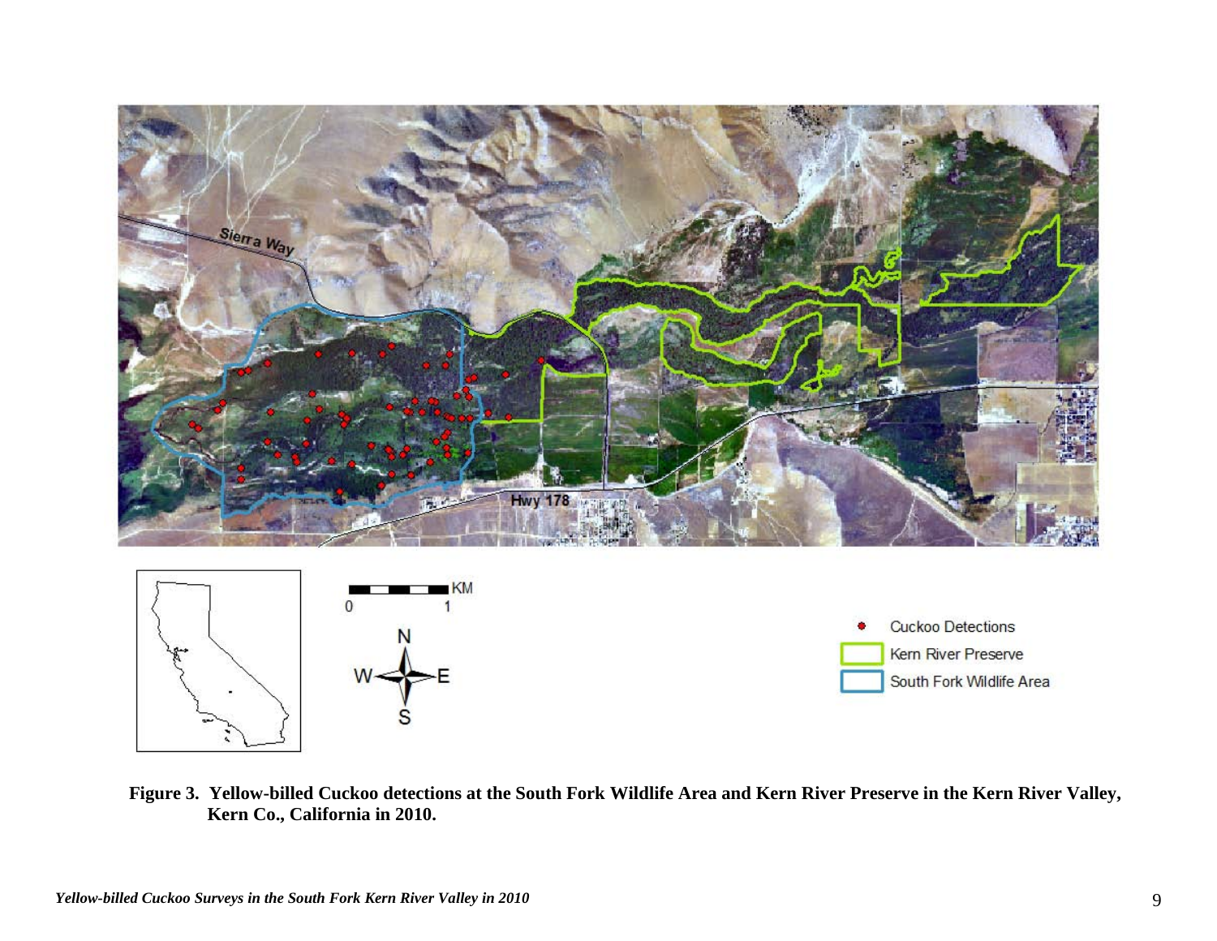Sierra Way

Hwy 178

KM

0

1

N

W

E

S

Cuckoo Detections

Kern River Preserve

South Fork Wildlife Area

**Figure 3. Yellow-billed Cuckoo detections at the South Fork Wildlife Area and Kern River Preserve in the Kern River Valley, Kern Co., California in 2010.**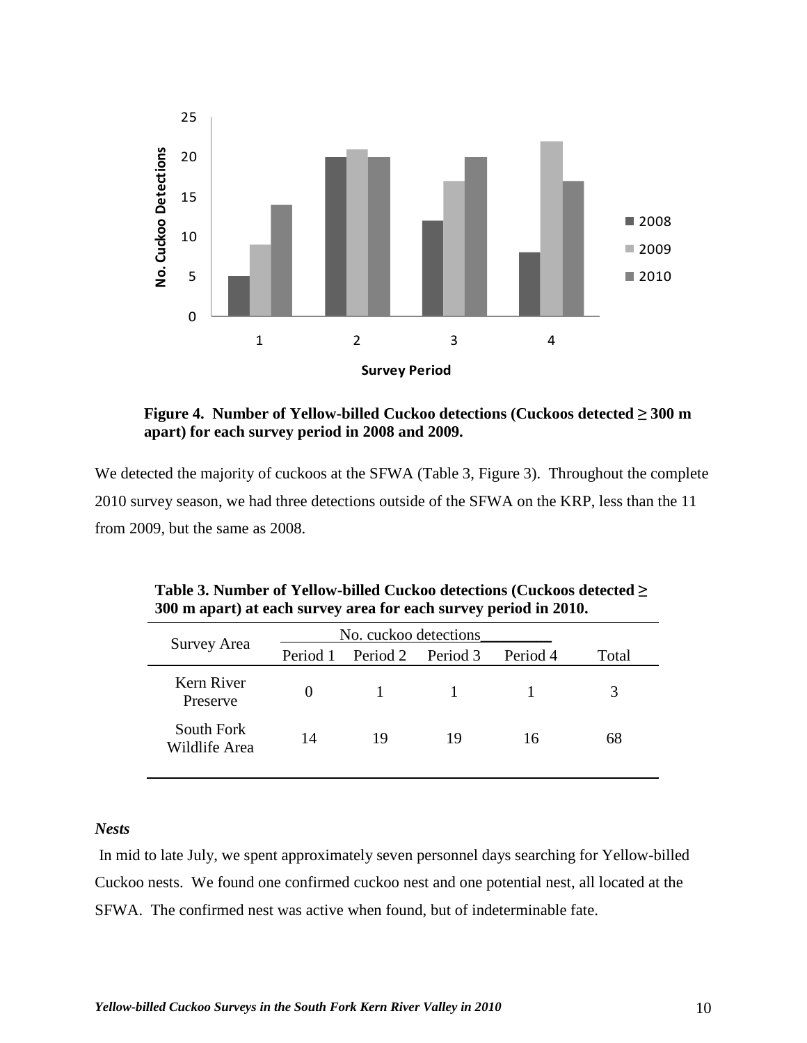25
20
15
10
5
0

No. Cuckoo Detections

1
2
3
4

Survey Period

2008
2009
2010

**Figure 4. Number of Yellow-billed Cuckoo detections (Cuckoos detected ≥ 300 m apart) for each survey period in 2008 and 2009.**

We detected the majority of cuckoos at the SFWA (Table 3, Figure 3). Throughout the complete 2010 survey season, we had three detections outside of the SFWA on the KRP, less than the 11 from 2009, but the same as 2008.

**Table 3. Number of Yellow-billed Cuckoo detections (Cuckoos detected ≥ 300 m apart) at each survey area for each survey period in 2010.**

| Survey Area | No. cuckoo detections | | | | |
|---|---|---|---|---|---|
| | Period 1 | Period 2 | Period 3 | Period 4 | Total |
| Kern River Preserve | 0 | 1 | 1 | 1 | 3 |
| South Fork Wildlife Area | 14 | 19 | 19 | 16 | 68 |

### *Nests*

In mid to late July, we spent approximately seven personnel days searching for Yellow-billed Cuckoo nests. We found one confirmed cuckoo nest and one potential nest, all located at the SFWA. The confirmed nest was active when found, but of indeterminable fate.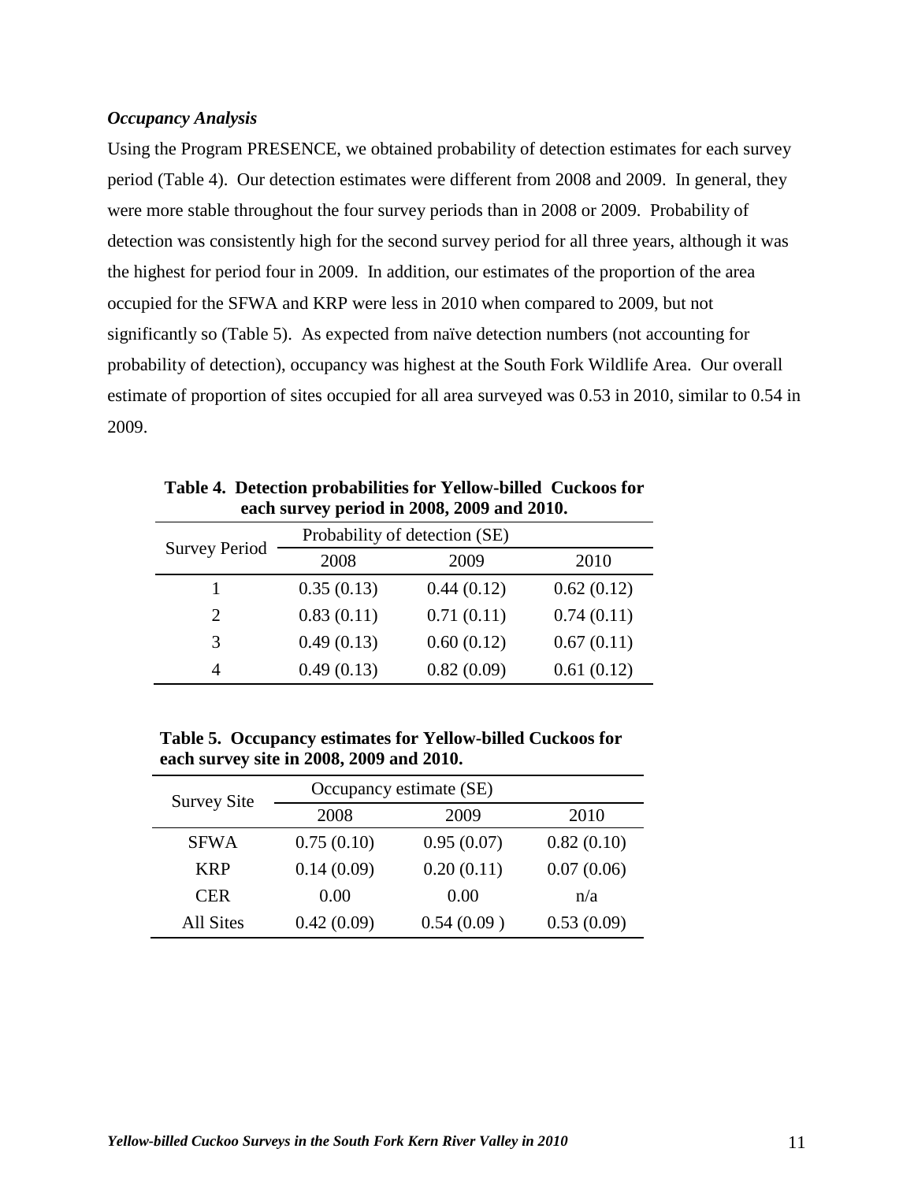### *Occupancy Analysis*

Using the Program PRESENCE, we obtained probability of detection estimates for each survey period (Table 4). Our detection estimates were different from 2008 and 2009. In general, they were more stable throughout the four survey periods than in 2008 or 2009. Probability of detection was consistently high for the second survey period for all three years, although it was the highest for period four in 2009. In addition, our estimates of the proportion of the area occupied for the SFWA and KRP were less in 2010 when compared to 2009, but not significantly so (Table 5). As expected from naïve detection numbers (not accounting for probability of detection), occupancy was highest at the South Fork Wildlife Area. Our overall estimate of proportion of sites occupied for all area surveyed was 0.53 in 2010, similar to 0.54 in 2009.

**Table 4. Detection probabilities for Yellow-billed Cuckoos for each survey period in 2008, 2009 and 2010.**

| Survey Period | Probability of detection (SE) | | |
|---|---|---|---|
| | 2008 | 2009 | 2010 |
| 1 | 0.35 (0.13) | 0.44 (0.12) | 0.62 (0.12) |
| 2 | 0.83 (0.11) | 0.71 (0.11) | 0.74 (0.11) |
| 3 | 0.49 (0.13) | 0.60 (0.12) | 0.67 (0.11) |
| 4 | 0.49 (0.13) | 0.82 (0.09) | 0.61 (0.12) |

**Table 5. Occupancy estimates for Yellow-billed Cuckoos for each survey site in 2008, 2009 and 2010.**

| Survey Site | Occupancy estimate (SE) | | |
|---|---|---|---|
| | 2008 | 2009 | 2010 |
| SFWA | 0.75 (0.10) | 0.95 (0.07) | 0.82 (0.10) |
| KRP | 0.14 (0.09) | 0.20 (0.11) | 0.07 (0.06) |
| CER | 0.00 | 0.00 | n/a |
| All Sites | 0.42 (0.09) | 0.54 (0.09 ) | 0.53 (0.09) |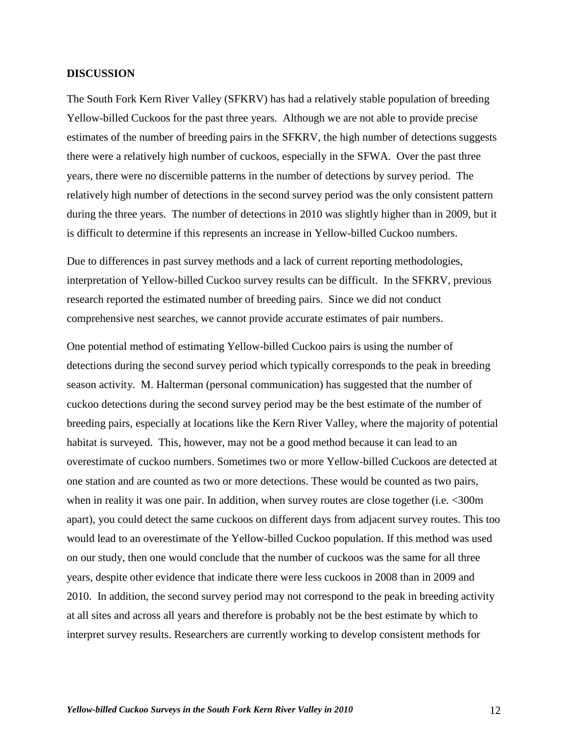**DISCUSSION**

The South Fork Kern River Valley (SFKRV) has had a relatively stable population of breeding Yellow-billed Cuckoos for the past three years. Although we are not able to provide precise estimates of the number of breeding pairs in the SFKRV, the high number of detections suggests there were a relatively high number of cuckoos, especially in the SFWA. Over the past three years, there were no discernible patterns in the number of detections by survey period. The relatively high number of detections in the second survey period was the only consistent pattern during the three years. The number of detections in 2010 was slightly higher than in 2009, but it is difficult to determine if this represents an increase in Yellow-billed Cuckoo numbers.

Due to differences in past survey methods and a lack of current reporting methodologies, interpretation of Yellow-billed Cuckoo survey results can be difficult. In the SFKRV, previous research reported the estimated number of breeding pairs. Since we did not conduct comprehensive nest searches, we cannot provide accurate estimates of pair numbers.

One potential method of estimating Yellow-billed Cuckoo pairs is using the number of detections during the second survey period which typically corresponds to the peak in breeding season activity. M. Halterman (personal communication) has suggested that the number of cuckoo detections during the second survey period may be the best estimate of the number of breeding pairs, especially at locations like the Kern River Valley, where the majority of potential habitat is surveyed. This, however, may not be a good method because it can lead to an overestimate of cuckoo numbers. Sometimes two or more Yellow-billed Cuckoos are detected at one station and are counted as two or more detections. These would be counted as two pairs, when in reality it was one pair. In addition, when survey routes are close together (i.e. <300m apart), you could detect the same cuckoos on different days from adjacent survey routes. This too would lead to an overestimate of the Yellow-billed Cuckoo population. If this method was used on our study, then one would conclude that the number of cuckoos was the same for all three years, despite other evidence that indicate there were less cuckoos in 2008 than in 2009 and 2010. In addition, the second survey period may not correspond to the peak in breeding activity at all sites and across all years and therefore is probably not be the best estimate by which to interpret survey results. Researchers are currently working to develop consistent methods for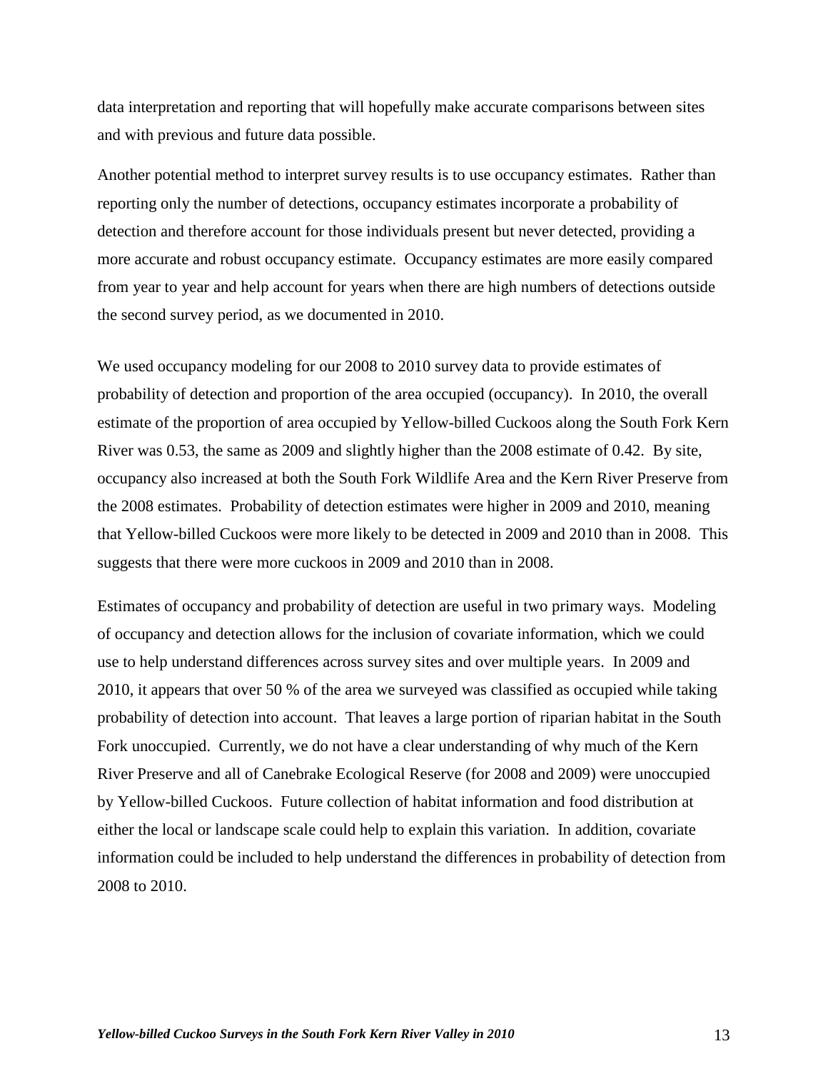data interpretation and reporting that will hopefully make accurate comparisons between sites and with previous and future data possible.

Another potential method to interpret survey results is to use occupancy estimates. Rather than reporting only the number of detections, occupancy estimates incorporate a probability of detection and therefore account for those individuals present but never detected, providing a more accurate and robust occupancy estimate. Occupancy estimates are more easily compared from year to year and help account for years when there are high numbers of detections outside the second survey period, as we documented in 2010.

We used occupancy modeling for our 2008 to 2010 survey data to provide estimates of probability of detection and proportion of the area occupied (occupancy). In 2010, the overall estimate of the proportion of area occupied by Yellow-billed Cuckoos along the South Fork Kern River was 0.53, the same as 2009 and slightly higher than the 2008 estimate of 0.42. By site, occupancy also increased at both the South Fork Wildlife Area and the Kern River Preserve from the 2008 estimates. Probability of detection estimates were higher in 2009 and 2010, meaning that Yellow-billed Cuckoos were more likely to be detected in 2009 and 2010 than in 2008. This suggests that there were more cuckoos in 2009 and 2010 than in 2008.

Estimates of occupancy and probability of detection are useful in two primary ways. Modeling of occupancy and detection allows for the inclusion of covariate information, which we could use to help understand differences across survey sites and over multiple years. In 2009 and 2010, it appears that over 50 % of the area we surveyed was classified as occupied while taking probability of detection into account. That leaves a large portion of riparian habitat in the South Fork unoccupied. Currently, we do not have a clear understanding of why much of the Kern River Preserve and all of Canebrake Ecological Reserve (for 2008 and 2009) were unoccupied by Yellow-billed Cuckoos. Future collection of habitat information and food distribution at either the local or landscape scale could help to explain this variation. In addition, covariate information could be included to help understand the differences in probability of detection from 2008 to 2010.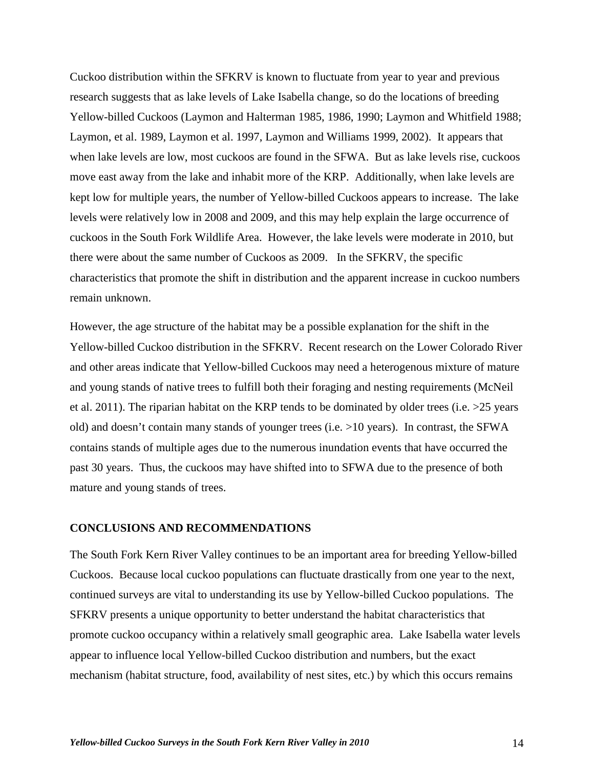Cuckoo distribution within the SFKRV is known to fluctuate from year to year and previous research suggests that as lake levels of Lake Isabella change, so do the locations of breeding Yellow-billed Cuckoos (Laymon and Halterman 1985, 1986, 1990; Laymon and Whitfield 1988; Laymon, et al. 1989, Laymon et al. 1997, Laymon and Williams 1999, 2002). It appears that when lake levels are low, most cuckoos are found in the SFWA. But as lake levels rise, cuckoos move east away from the lake and inhabit more of the KRP. Additionally, when lake levels are kept low for multiple years, the number of Yellow-billed Cuckoos appears to increase. The lake levels were relatively low in 2008 and 2009, and this may help explain the large occurrence of cuckoos in the South Fork Wildlife Area. However, the lake levels were moderate in 2010, but there were about the same number of Cuckoos as 2009. In the SFKRV, the specific characteristics that promote the shift in distribution and the apparent increase in cuckoo numbers remain unknown.

However, the age structure of the habitat may be a possible explanation for the shift in the Yellow-billed Cuckoo distribution in the SFKRV. Recent research on the Lower Colorado River and other areas indicate that Yellow-billed Cuckoos may need a heterogenous mixture of mature and young stands of native trees to fulfill both their foraging and nesting requirements (McNeil et al. 2011). The riparian habitat on the KRP tends to be dominated by older trees (i.e. >25 years old) and doesn't contain many stands of younger trees (i.e. >10 years). In contrast, the SFWA contains stands of multiple ages due to the numerous inundation events that have occurred the past 30 years. Thus, the cuckoos may have shifted into to SFWA due to the presence of both mature and young stands of trees.

## CONCLUSIONS AND RECOMMENDATIONS

The South Fork Kern River Valley continues to be an important area for breeding Yellow-billed Cuckoos. Because local cuckoo populations can fluctuate drastically from one year to the next, continued surveys are vital to understanding its use by Yellow-billed Cuckoo populations. The SFKRV presents a unique opportunity to better understand the habitat characteristics that promote cuckoo occupancy within a relatively small geographic area. Lake Isabella water levels appear to influence local Yellow-billed Cuckoo distribution and numbers, but the exact mechanism (habitat structure, food, availability of nest sites, etc.) by which this occurs remains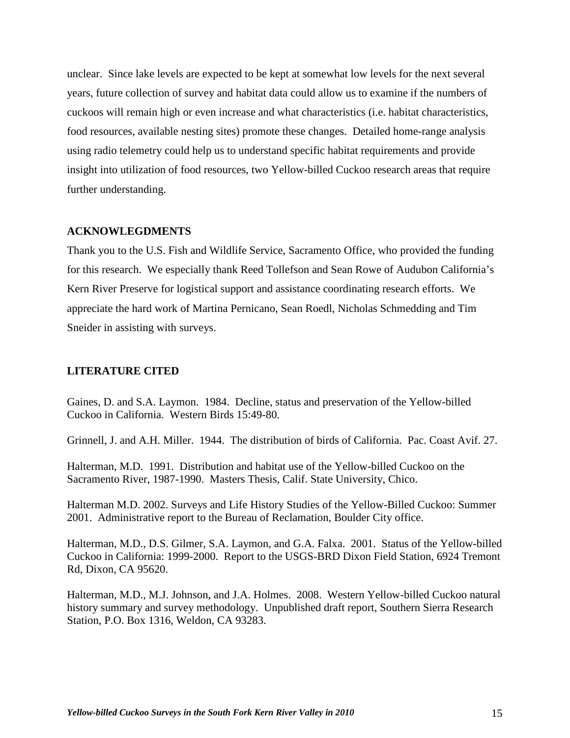unclear. Since lake levels are expected to be kept at somewhat low levels for the next several years, future collection of survey and habitat data could allow us to examine if the numbers of cuckoos will remain high or even increase and what characteristics (i.e. habitat characteristics, food resources, available nesting sites) promote these changes. Detailed home-range analysis using radio telemetry could help us to understand specific habitat requirements and provide insight into utilization of food resources, two Yellow-billed Cuckoo research areas that require further understanding.

## ACKNOWLEGDMENTS

Thank you to the U.S. Fish and Wildlife Service, Sacramento Office, who provided the funding for this research. We especially thank Reed Tollefson and Sean Rowe of Audubon California's Kern River Preserve for logistical support and assistance coordinating research efforts. We appreciate the hard work of Martina Pernicano, Sean Roedl, Nicholas Schmedding and Tim Sneider in assisting with surveys.

## LITERATURE CITED

Gaines, D. and S.A. Laymon. 1984. Decline, status and preservation of the Yellow-billed Cuckoo in California. Western Birds 15:49-80.

Grinnell, J. and A.H. Miller. 1944. The distribution of birds of California. Pac. Coast Avif. 27.

Halterman, M.D. 1991. Distribution and habitat use of the Yellow-billed Cuckoo on the Sacramento River, 1987-1990. Masters Thesis, Calif. State University, Chico.

Halterman M.D. 2002. Surveys and Life History Studies of the Yellow-Billed Cuckoo: Summer 2001. Administrative report to the Bureau of Reclamation, Boulder City office.

Halterman, M.D., D.S. Gilmer, S.A. Laymon, and G.A. Falxa. 2001. Status of the Yellow-billed Cuckoo in California: 1999-2000. Report to the USGS-BRD Dixon Field Station, 6924 Tremont Rd, Dixon, CA 95620.

Halterman, M.D., M.J. Johnson, and J.A. Holmes. 2008. Western Yellow-billed Cuckoo natural history summary and survey methodology. Unpublished draft report, Southern Sierra Research Station, P.O. Box 1316, Weldon, CA 93283.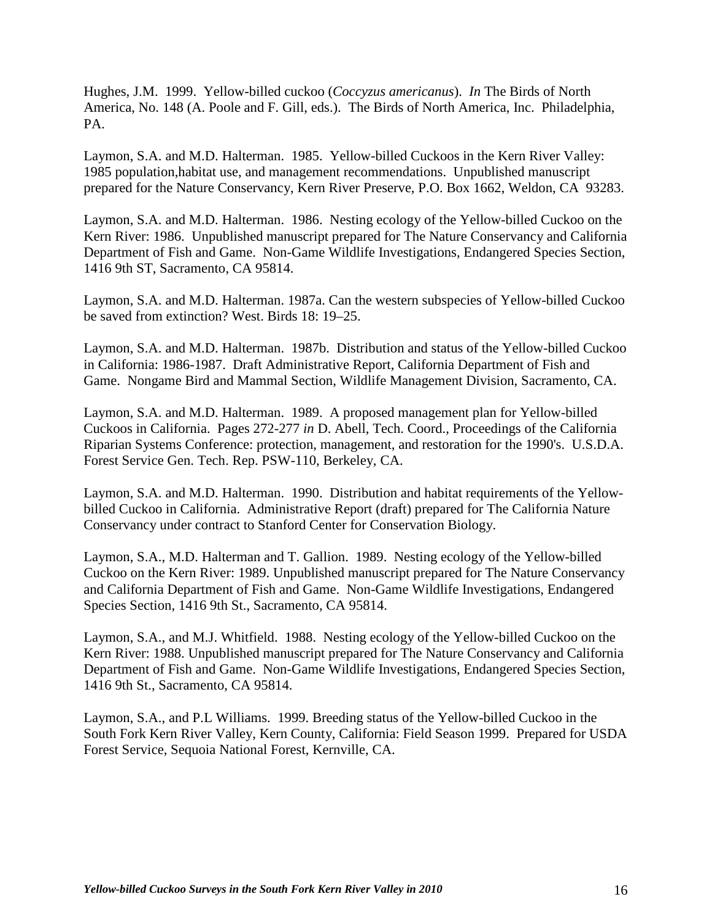Hughes, J.M. 1999. Yellow-billed cuckoo (*Coccyzus americanus*). *In* The Birds of North America, No. 148 (A. Poole and F. Gill, eds.). The Birds of North America, Inc. Philadelphia, PA.

Laymon, S.A. and M.D. Halterman. 1985. Yellow-billed Cuckoos in the Kern River Valley: 1985 population,habitat use, and management recommendations. Unpublished manuscript prepared for the Nature Conservancy, Kern River Preserve, P.O. Box 1662, Weldon, CA 93283.

Laymon, S.A. and M.D. Halterman. 1986. Nesting ecology of the Yellow-billed Cuckoo on the Kern River: 1986. Unpublished manuscript prepared for The Nature Conservancy and California Department of Fish and Game. Non-Game Wildlife Investigations, Endangered Species Section, 1416 9th ST, Sacramento, CA 95814.

Laymon, S.A. and M.D. Halterman. 1987a. Can the western subspecies of Yellow-billed Cuckoo be saved from extinction? West. Birds 18: 19–25.

Laymon, S.A. and M.D. Halterman. 1987b. Distribution and status of the Yellow-billed Cuckoo in California: 1986-1987. Draft Administrative Report, California Department of Fish and Game. Nongame Bird and Mammal Section, Wildlife Management Division, Sacramento, CA.

Laymon, S.A. and M.D. Halterman. 1989. A proposed management plan for Yellow-billed Cuckoos in California. Pages 272-277 *in* D. Abell, Tech. Coord., Proceedings of the California Riparian Systems Conference: protection, management, and restoration for the 1990's. U.S.D.A. Forest Service Gen. Tech. Rep. PSW-110, Berkeley, CA.

Laymon, S.A. and M.D. Halterman. 1990. Distribution and habitat requirements of the Yellow-billed Cuckoo in California. Administrative Report (draft) prepared for The California Nature Conservancy under contract to Stanford Center for Conservation Biology.

Laymon, S.A., M.D. Halterman and T. Gallion. 1989. Nesting ecology of the Yellow-billed Cuckoo on the Kern River: 1989. Unpublished manuscript prepared for The Nature Conservancy and California Department of Fish and Game. Non-Game Wildlife Investigations, Endangered Species Section, 1416 9th St., Sacramento, CA 95814.

Laymon, S.A., and M.J. Whitfield. 1988. Nesting ecology of the Yellow-billed Cuckoo on the Kern River: 1988. Unpublished manuscript prepared for The Nature Conservancy and California Department of Fish and Game. Non-Game Wildlife Investigations, Endangered Species Section, 1416 9th St., Sacramento, CA 95814.

Laymon, S.A., and P.L Williams. 1999. Breeding status of the Yellow-billed Cuckoo in the South Fork Kern River Valley, Kern County, California: Field Season 1999. Prepared for USDA Forest Service, Sequoia National Forest, Kernville, CA.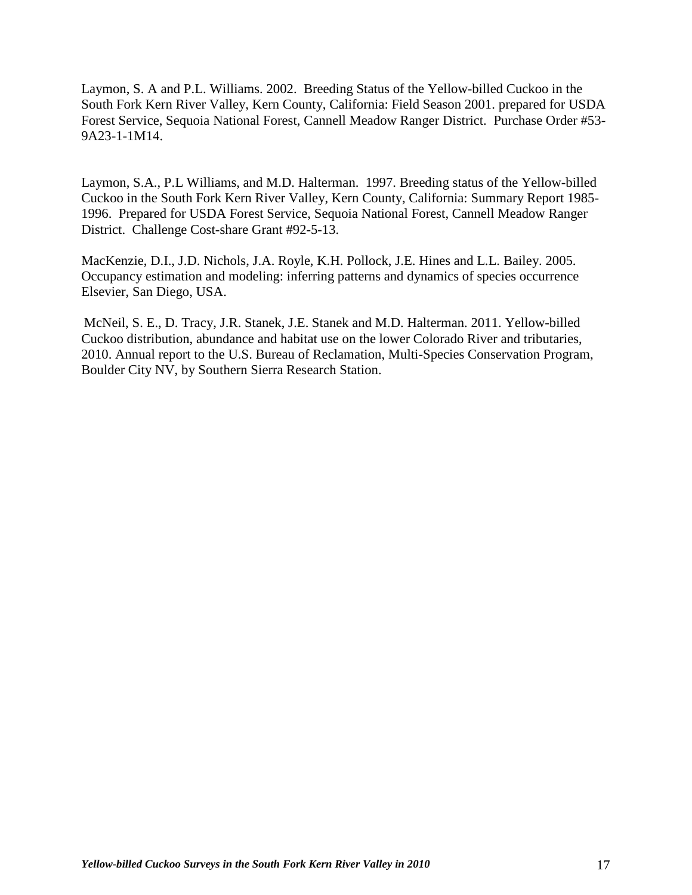Laymon, S. A and P.L. Williams. 2002. Breeding Status of the Yellow-billed Cuckoo in the South Fork Kern River Valley, Kern County, California: Field Season 2001. prepared for USDA Forest Service, Sequoia National Forest, Cannell Meadow Ranger District. Purchase Order #53-9A23-1-1M14.

Laymon, S.A., P.L Williams, and M.D. Halterman. 1997. Breeding status of the Yellow-billed Cuckoo in the South Fork Kern River Valley, Kern County, California: Summary Report 1985-1996. Prepared for USDA Forest Service, Sequoia National Forest, Cannell Meadow Ranger District. Challenge Cost-share Grant #92-5-13.

MacKenzie, D.I., J.D. Nichols, J.A. Royle, K.H. Pollock, J.E. Hines and L.L. Bailey. 2005. Occupancy estimation and modeling: inferring patterns and dynamics of species occurrence Elsevier, San Diego, USA.

McNeil, S. E., D. Tracy, J.R. Stanek, J.E. Stanek and M.D. Halterman. 2011. Yellow-billed Cuckoo distribution, abundance and habitat use on the lower Colorado River and tributaries, 2010. Annual report to the U.S. Bureau of Reclamation, Multi-Species Conservation Program, Boulder City NV, by Southern Sierra Research Station.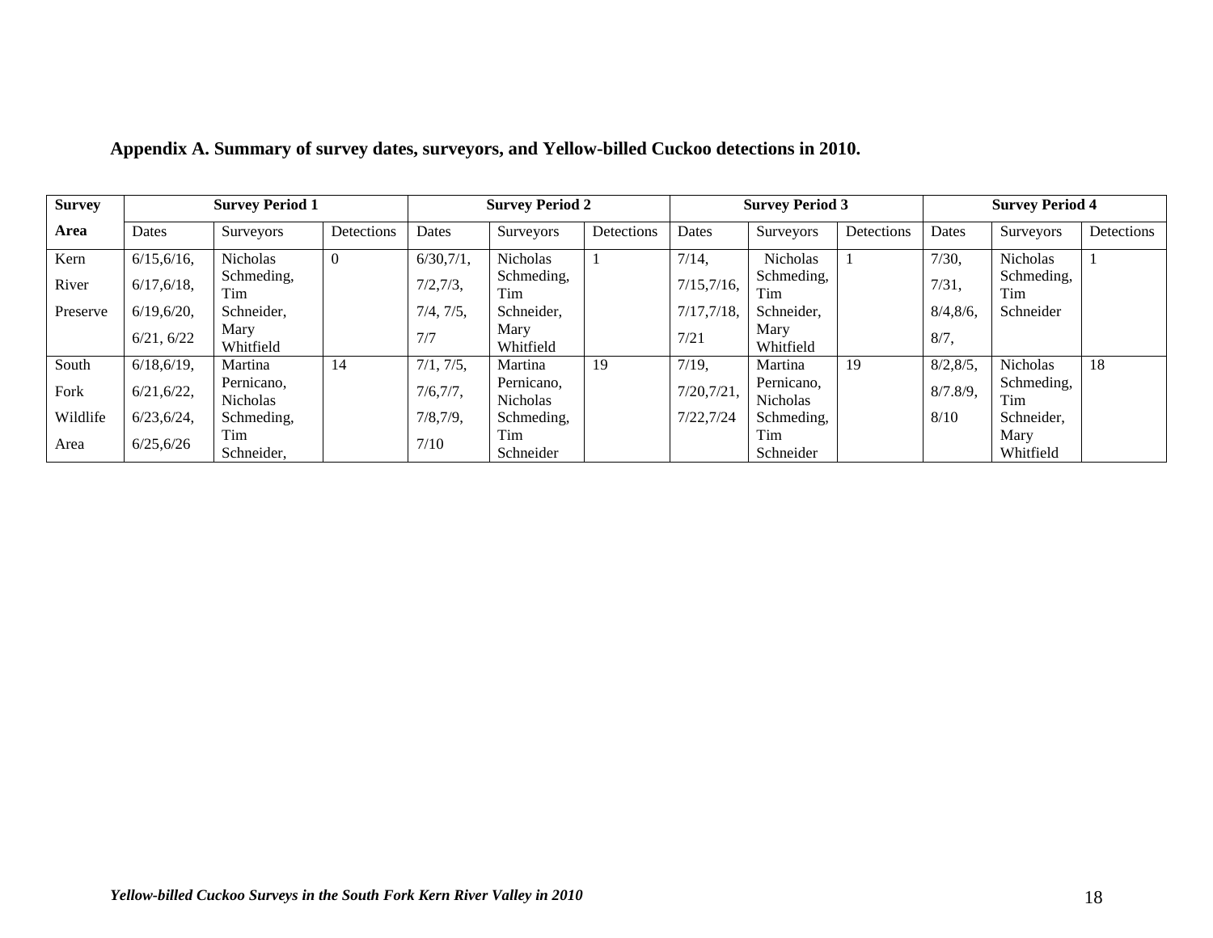**Appendix A. Summary of survey dates, surveyors, and Yellow-billed Cuckoo detections in 2010.**

| Survey Area | Survey Period 1 | | | Survey Period 2 | | | Survey Period 3 | | | Survey Period 4 | | |
|---|---|---|---|---|---|---|---|---|---|---|---|---|
| | Dates | Surveyors | Detections | Dates | Surveyors | Detections | Dates | Surveyors | Detections | Dates | Surveyors | Detections |
| Kern River Preserve | 6/15,6/16, 6/17,6/18, 6/19,6/20, 6/21, 6/22 | Nicholas Schmeding, Tim Schneider, Mary Whitfield | 0 | 6/30,7/1, 7/2,7/3, 7/4, 7/5, 7/7 | Nicholas Schmeding, Tim Schneider, Mary Whitfield | 1 | 7/14, 7/15,7/16, 7/17,7/18, 7/21 | Nicholas Schmeding, Tim Schneider, Mary Whitfield | 1 | 7/30, 7/31, 8/4,8/6, 8/7, | Nicholas Schmeding, Tim Schneider | 1 |
| South Fork Wildlife Area | 6/18,6/19, 6/21,6/22, 6/23,6/24, 6/25,6/26 | Martina Pernicano, Nicholas Schmeding, Tim Schneider, | 14 | 7/1, 7/5, 7/6,7/7, 7/8,7/9, 7/10 | Martina Pernicano, Nicholas Schmeding, Tim Schneider | 19 | 7/19, 7/20,7/21, 7/22,7/24 | Martina Pernicano, Nicholas Schmeding, Tim Schneider | 19 | 8/2,8/5, 8/7.8/9, 8/10 | Nicholas Schmeding, Tim Schneider, Mary Whitfield | 18 |